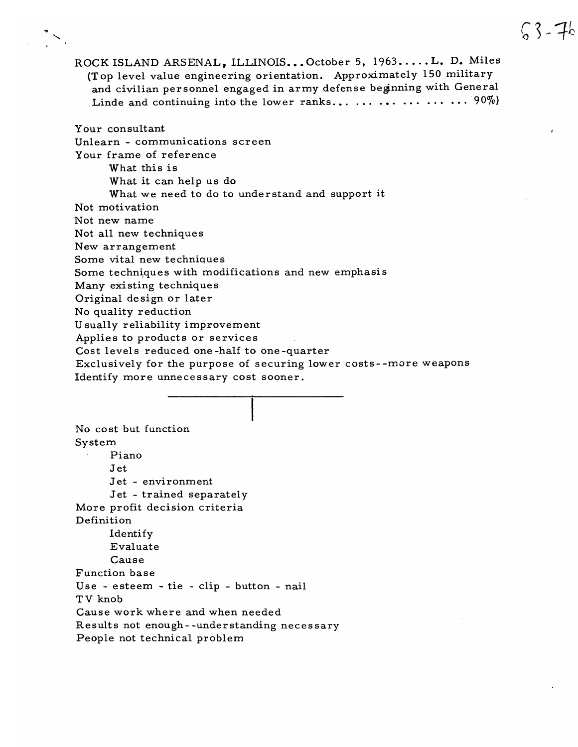63-76

ROCK ISLAND ARSENAL, ILLINOIS...October 5, 1963.....L. D. Miles
(Top level value engineering orientation. Approximately 150 military and civilian personnel engaged in army defense beginning with General Linde and continuing into the lower ranks... ... ... ... ... ... ... 90%)

Your consultant
Unlearn - communications screen
Your frame of reference
- What this is
- What it can help us do
- What we need to do to understand and support it

Not motivation
Not new name
Not all new techniques
New arrangement
Some vital new techniques
Some techniques with modifications and new emphasis
Many existing techniques
Original design or later
No quality reduction
Usually reliability improvement
Applies to products or services
Cost levels reduced one-half to one-quarter
Exclusively for the purpose of securing lower costs--more weapons
Identify more unnecessary cost sooner.

---

No cost but function
System
- Piano
- Jet
- Jet - environment
- Jet - trained separately

More profit decision criteria
Definition
- Identify
- Evaluate
- Cause

Function base
Use - esteem - tie - clip - button - nail
TV knob
Cause work where and when needed
Results not enough--understanding necessary
People not technical problem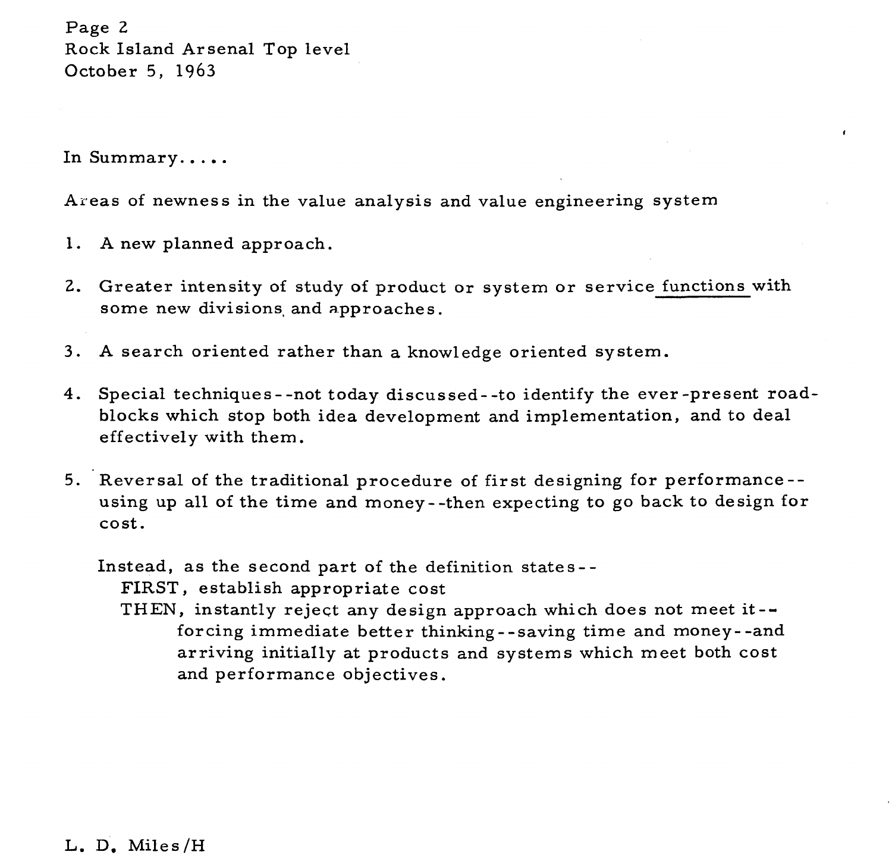In Summary.....

Areas of newness in the value analysis and value engineering system

1. A new planned approach.

2. Greater intensity of study of product or system or service <u>functions</u> with some new divisions and approaches.

3. A search oriented rather than a knowledge oriented system.

4. Special techniques--not today discussed--to identify the ever-present road-blocks which stop both idea development and implementation, and to deal effectively with them.

5. Reversal of the traditional procedure of first designing for performance--using up all of the time and money--then expecting to go back to design for cost.

   Instead, as the second part of the definition states--
   FIRST, establish appropriate cost
   THEN, instantly reject any design approach which does not meet it--
   forcing immediate better thinking--saving time and money--and arriving initially at products and systems which meet both cost and performance objectives.

L. D. Miles/H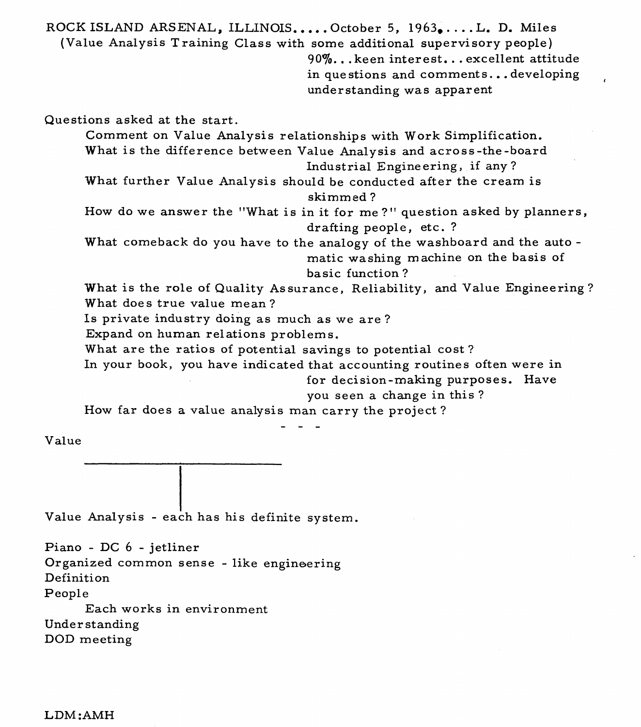ROCK ISLAND ARSENAL, ILLINOIS.....October 5, 1963.....L. D. Miles
(Value Analysis Training Class with some additional supervisory people)

90%...keen interest...excellent attitude in questions and comments...developing understanding was apparent

Questions asked at the start.

- Comment on Value Analysis relationships with Work Simplification.
- What is the difference between Value Analysis and across-the-board Industrial Engineering, if any?
- What further Value Analysis should be conducted after the cream is skimmed?
- How do we answer the "What is in it for me?" question asked by planners, drafting people, etc.?
- What comeback do you have to the analogy of the washboard and the automatic washing machine on the basis of basic function?
- What is the role of Quality Assurance, Reliability, and Value Engineering?
- What does true value mean?
- Is private industry doing as much as we are?
- Expand on human relations problems.
- What are the ratios of potential savings to potential cost?
- In your book, you have indicated that accounting routines often were in for decision-making purposes. Have you seen a change in this?
- How far does a value analysis man carry the project?

\- - -

Value

Value Analysis - each has his definite system.

Piano - DC 6 - jetliner
Organized common sense - like engineering
Definition
People
    Each works in environment
Understanding
DOD meeting

LDM:AMH